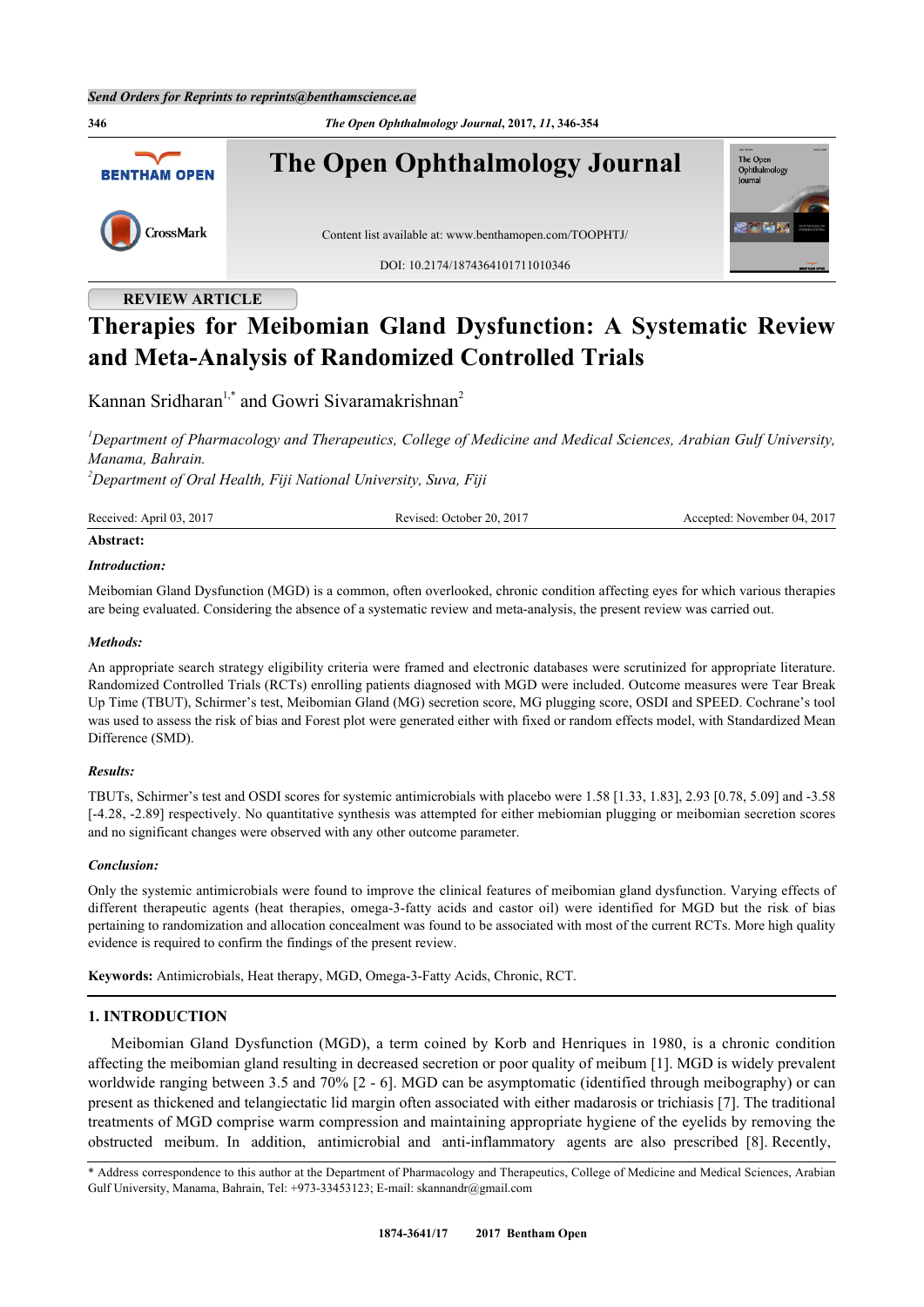Send Orders for Reprints to reprints@benthamscience.ae

# The Open Ophthalmology Journal

Content list available at: www.benthamopen.com/TOOPHTJ/

DOI: 10.2174/1874364101711010346

**REVIEW ARTICLE**

# Therapies for Meibomian Gland Dysfunction: A Systematic Review and Meta-Analysis of Randomized Controlled Trials

Kannan Sridharan[1,*] and Gowri Sivaramakrishnan[2]

[1] *Department of Pharmacology and Therapeutics, College of Medicine and Medical Sciences, Arabian Gulf University, Manama, Bahrain.*

[2] *Department of Oral Health, Fiji National University, Suva, Fiji*

Received: April 03, 2017 | Revised: October 20, 2017 | Accepted: November 04, 2017

**Abstract:**

***Introduction:***

Meibomian Gland Dysfunction (MGD) is a common, often overlooked, chronic condition affecting eyes for which various therapies are being evaluated. Considering the absence of a systematic review and meta-analysis, the present review was carried out.

***Methods:***

An appropriate search strategy eligibility criteria were framed and electronic databases were scrutinized for appropriate literature. Randomized Controlled Trials (RCTs) enrolling patients diagnosed with MGD were included. Outcome measures were Tear Break Up Time (TBUT), Schirmer's test, Meibomian Gland (MG) secretion score, MG plugging score, OSDI and SPEED. Cochrane's tool was used to assess the risk of bias and Forest plot were generated either with fixed or random effects model, with Standardized Mean Difference (SMD).

***Results:***

TBUTs, Schirmer's test and OSDI scores for systemic antimicrobials with placebo were 1.58 [1.33, 1.83], 2.93 [0.78, 5.09] and -3.58 [-4.28, -2.89] respectively. No quantitative synthesis was attempted for either mebiomian plugging or meibomian secretion scores and no significant changes were observed with any other outcome parameter.

***Conclusion:***

Only the systemic antimicrobials were found to improve the clinical features of meibomian gland dysfunction. Varying effects of different therapeutic agents (heat therapies, omega-3-fatty acids and castor oil) were identified for MGD but the risk of bias pertaining to randomization and allocation concealment was found to be associated with most of the current RCTs. More high quality evidence is required to confirm the findings of the present review.

**Keywords:** Antimicrobials, Heat therapy, MGD, Omega-3-Fatty Acids, Chronic, RCT.

## 1. INTRODUCTION

Meibomian Gland Dysfunction (MGD), a term coined by Korb and Henriques in 1980, is a chronic condition affecting the meibomian gland resulting in decreased secretion or poor quality of meibum [1]. MGD is widely prevalent worldwide ranging between 3.5 and 70% [2 - 6]. MGD can be asymptomatic (identified through meibography) or can present as thickened and telangiectatic lid margin often associated with either madarosis or trichiasis [7]. The traditional treatments of MGD comprise warm compression and maintaining appropriate hygiene of the eyelids by removing the obstructed meibum. In addition, antimicrobial and anti-inflammatory agents are also prescribed [8]. Recently,

\* Address correspondence to this author at the Department of Pharmacology and Therapeutics, College of Medicine and Medical Sciences, Arabian Gulf University, Manama, Bahrain, Tel: +973-33453123; E-mail: skannandr@gmail.com

1874-3641/17 2017 Bentham Open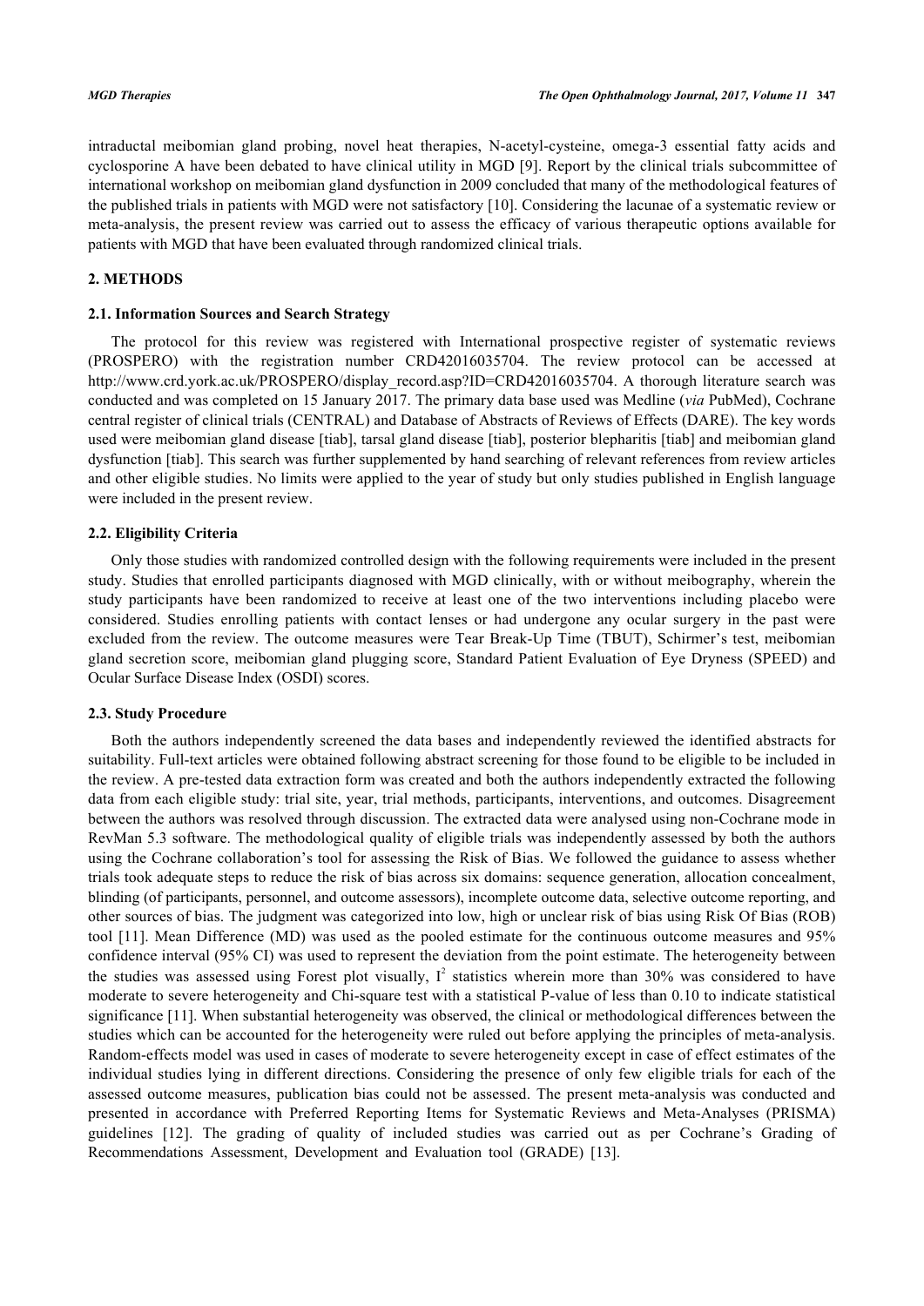intraductal meibomian gland probing, novel heat therapies, N-acetyl-cysteine, omega-3 essential fatty acids and cyclosporine A have been debated to have clinical utility in MGD [9]. Report by the clinical trials subcommittee of international workshop on meibomian gland dysfunction in 2009 concluded that many of the methodological features of the published trials in patients with MGD were not satisfactory [10]. Considering the lacunae of a systematic review or meta-analysis, the present review was carried out to assess the efficacy of various therapeutic options available for patients with MGD that have been evaluated through randomized clinical trials.

## 2. METHODS

### 2.1. Information Sources and Search Strategy

The protocol for this review was registered with International prospective register of systematic reviews (PROSPERO) with the registration number CRD42016035704. The review protocol can be accessed at http://www.crd.york.ac.uk/PROSPERO/display_record.asp?ID=CRD42016035704. A thorough literature search was conducted and was completed on 15 January 2017. The primary data base used was Medline (*via* PubMed), Cochrane central register of clinical trials (CENTRAL) and Database of Abstracts of Reviews of Effects (DARE). The key words used were meibomian gland disease [tiab], tarsal gland disease [tiab], posterior blepharitis [tiab] and meibomian gland dysfunction [tiab]. This search was further supplemented by hand searching of relevant references from review articles and other eligible studies. No limits were applied to the year of study but only studies published in English language were included in the present review.

### 2.2. Eligibility Criteria

Only those studies with randomized controlled design with the following requirements were included in the present study. Studies that enrolled participants diagnosed with MGD clinically, with or without meibography, wherein the study participants have been randomized to receive at least one of the two interventions including placebo were considered. Studies enrolling patients with contact lenses or had undergone any ocular surgery in the past were excluded from the review. The outcome measures were Tear Break-Up Time (TBUT), Schirmer's test, meibomian gland secretion score, meibomian gland plugging score, Standard Patient Evaluation of Eye Dryness (SPEED) and Ocular Surface Disease Index (OSDI) scores.

### 2.3. Study Procedure

Both the authors independently screened the data bases and independently reviewed the identified abstracts for suitability. Full-text articles were obtained following abstract screening for those found to be eligible to be included in the review. A pre-tested data extraction form was created and both the authors independently extracted the following data from each eligible study: trial site, year, trial methods, participants, interventions, and outcomes. Disagreement between the authors was resolved through discussion. The extracted data were analysed using non-Cochrane mode in RevMan 5.3 software. The methodological quality of eligible trials was independently assessed by both the authors using the Cochrane collaboration's tool for assessing the Risk of Bias. We followed the guidance to assess whether trials took adequate steps to reduce the risk of bias across six domains: sequence generation, allocation concealment, blinding (of participants, personnel, and outcome assessors), incomplete outcome data, selective outcome reporting, and other sources of bias. The judgment was categorized into low, high or unclear risk of bias using Risk Of Bias (ROB) tool [11]. Mean Difference (MD) was used as the pooled estimate for the continuous outcome measures and 95% confidence interval (95% CI) was used to represent the deviation from the point estimate. The heterogeneity between the studies was assessed using Forest plot visually, $I^2$ statistics wherein more than 30% was considered to have moderate to severe heterogeneity and Chi-square test with a statistical P-value of less than 0.10 to indicate statistical significance [11]. When substantial heterogeneity was observed, the clinical or methodological differences between the studies which can be accounted for the heterogeneity were ruled out before applying the principles of meta-analysis. Random-effects model was used in cases of moderate to severe heterogeneity except in case of effect estimates of the individual studies lying in different directions. Considering the presence of only few eligible trials for each of the assessed outcome measures, publication bias could not be assessed. The present meta-analysis was conducted and presented in accordance with Preferred Reporting Items for Systematic Reviews and Meta-Analyses (PRISMA) guidelines [12]. The grading of quality of included studies was carried out as per Cochrane's Grading of Recommendations Assessment, Development and Evaluation tool (GRADE) [13].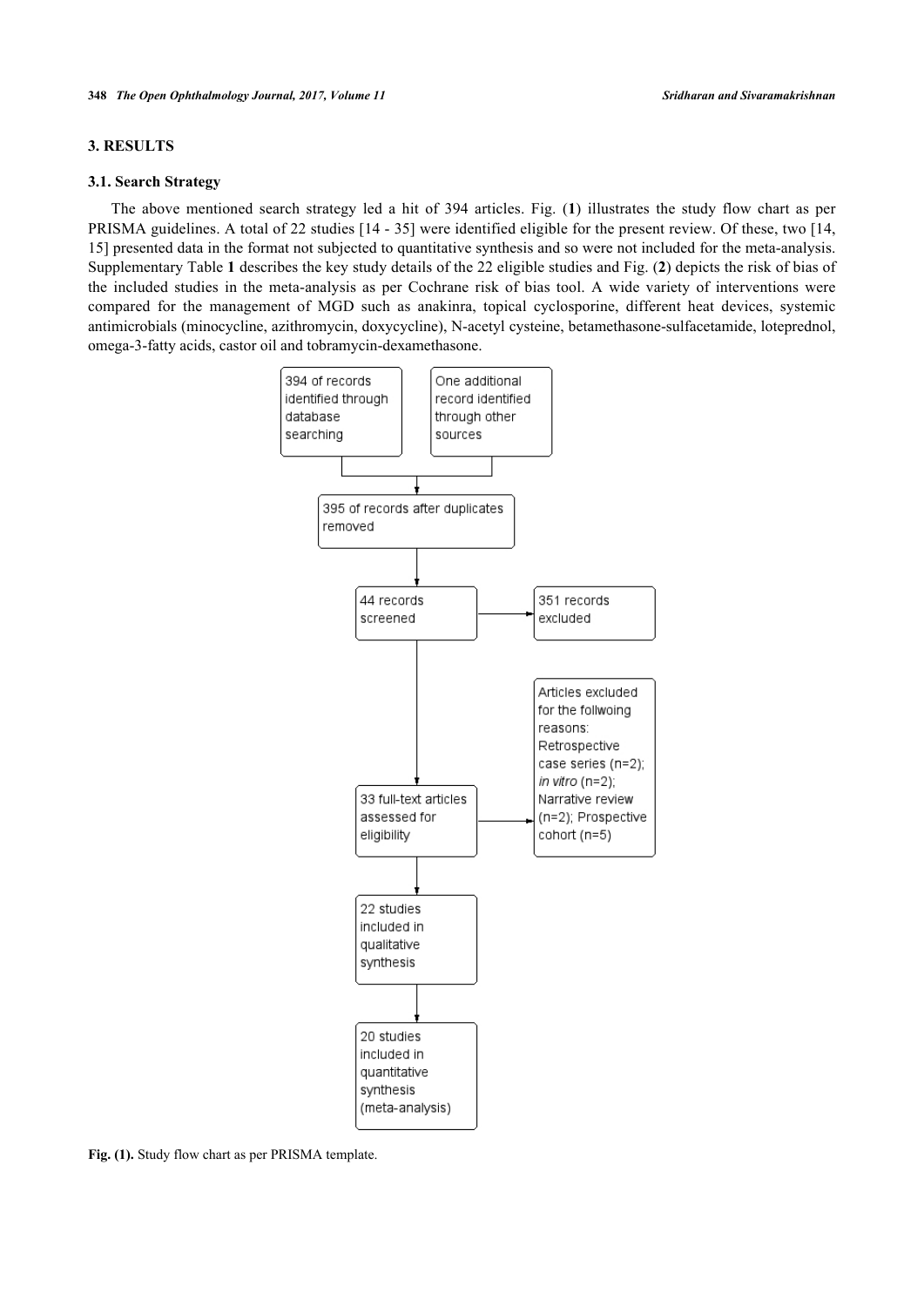## 3. RESULTS

### 3.1. Search Strategy

The above mentioned search strategy led a hit of 394 articles. Fig. (**1**) illustrates the study flow chart as per PRISMA guidelines. A total of 22 studies [14 - 35] were identified eligible for the present review. Of these, two [14, 15] presented data in the format not subjected to quantitative synthesis and so were not included for the meta-analysis. Supplementary Table **1** describes the key study details of the 22 eligible studies and Fig. (**2**) depicts the risk of bias of the included studies in the meta-analysis as per Cochrane risk of bias tool. A wide variety of interventions were compared for the management of MGD such as anakinra, topical cyclosporine, different heat devices, systemic antimicrobials (minocycline, azithromycin, doxycycline), N-acetyl cysteine, betamethasone-sulfacetamide, loteprednol, omega-3-fatty acids, castor oil and tobramycin-dexamethasone.

394 of records identified through database searching

One additional record identified through other sources

395 of records after duplicates removed

44 records screened

351 records excluded

33 full-text articles assessed for eligibility

Articles excluded for the follwoing reasons: Retrospective case series (n=2); *in vitro* (n=2); Narrative review (n=2); Prospective cohort (n=5)

22 studies included in qualitative synthesis

20 studies included in quantitative synthesis (meta-analysis)

**Fig. (1).** Study flow chart as per PRISMA template.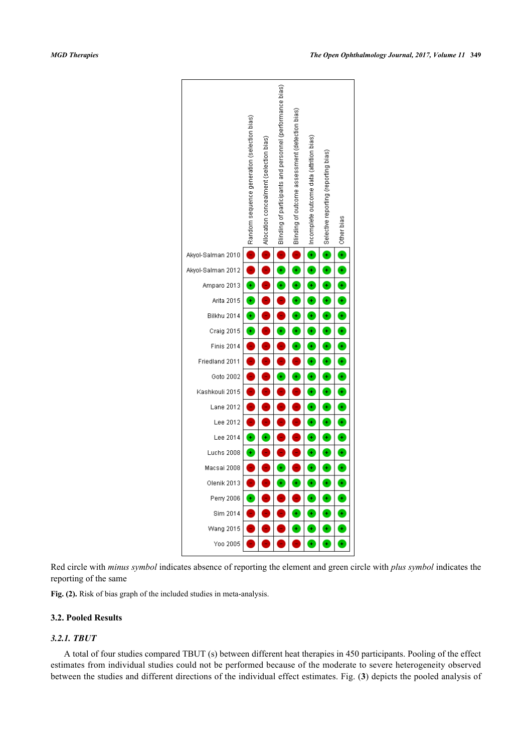| | Random sequence generation (selection bias) | Allocation concealment (selection bias) | Blinding of participants and personnel (performance bias) | Blinding of outcome assessment (detection bias) | Incomplete outcome data (attrition bias) | Selective reporting (reporting bias) | Other bias |
|---|---|---|---|---|---|---|---|
| Akyol-Salman 2010 | - | - | - | - | + | + | + |
| Akyol-Salman 2012 | - | - | + | + | + | + | + |
| Amparo 2013 | + | - | + | + | + | + | + |
| Arita 2015 | + | - | - | + | + | + | + |
| Bilkhu 2014 | + | - | - | + | + | + | + |
| Craig 2015 | + | - | + | + | + | + | + |
| Finis 2014 | - | - | - | + | + | + | + |
| Friedland 2011 | - | - | - | - | + | + | + |
| Goto 2002 | - | - | + | + | + | + | + |
| Kashkouli 2015 | - | - | - | - | + | + | + |
| Lane 2012 | - | - | - | - | + | + | + |
| Lee 2012 | - | - | - | - | + | + | + |
| Lee 2014 | + | + | - | - | + | + | + |
| Luchs 2008 | + | - | - | - | + | + | + |
| Macsai 2008 | - | - | + | - | + | + | + |
| Olenik 2013 | - | - | + | + | + | + | + |
| Perry 2006 | + | - | - | - | + | + | + |
| Sim 2014 | - | - | - | + | + | + | + |
| Wang 2015 | - | - | - | + | + | + | + |
| Yoo 2005 | - | - | - | - | + | + | + |

Red circle with *minus symbol* indicates absence of reporting the element and green circle with *plus symbol* indicates the reporting of the same

**Fig. (2).** Risk of bias graph of the included studies in meta-analysis.

### 3.2. Pooled Results

#### *3.2.1. TBUT*

A total of four studies compared TBUT (s) between different heat therapies in 450 participants. Pooling of the effect estimates from individual studies could not be performed because of the moderate to severe heterogeneity observed between the studies and different directions of the individual effect estimates. Fig. (**3**) depicts the pooled analysis of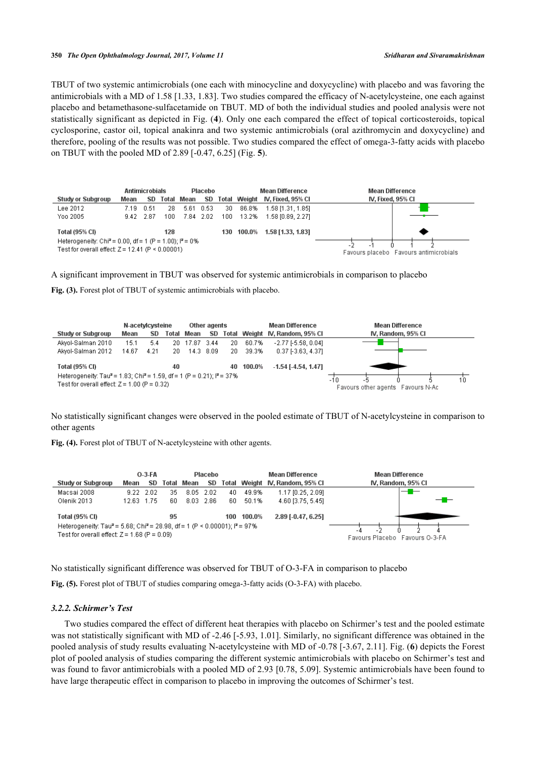TBUT of two systemic antimicrobials (one each with minocycline and doxycycline) with placebo and was favoring the antimicrobials with a MD of 1.58 [1.33, 1.83]. Two studies compared the efficacy of N-acetylcysteine, one each against placebo and betamethasone-sulfacetamide on TBUT. MD of both the individual studies and pooled analysis were not statistically significant as depicted in Fig. (**4**). Only one each compared the effect of topical corticosteroids, topical cyclosporine, castor oil, topical anakinra and two systemic antimicrobials (oral azithromycin and doxycycline) and therefore, pooling of the results was not possible. Two studies compared the effect of omega-3-fatty acids with placebo on TBUT with the pooled MD of 2.89 [-0.47, 6.25] (Fig. **5**).

| Study or Subgroup | Antimicrobials Mean | SD | Total | Placebo Mean | SD | Total | Weight | Mean Difference IV, Fixed, 95% CI |
|---|---|---|---|---|---|---|---|---|
| Lee 2012 | 7.19 | 0.51 | 28 | 5.61 | 0.53 | 30 | 86.8% | 1.58 [1.31, 1.85] |
| Yoo 2005 | 9.42 | 2.87 | 100 | 7.84 | 2.02 | 100 | 13.2% | 1.58 [0.89, 2.27] |
| **Total (95% CI)** | | | **128** | | | **130** | **100.0%** | **1.58 [1.33, 1.83]** |

Heterogeneity: $Chi^2 = 0.00$, df = 1 ($P = 1.00$); $I^2 = 0\%$
Test for overall effect: $Z = 12.41$ ($P < 0.00001$)

Favours placebo / Favours antimicrobials

A significant improvement in TBUT was observed for systemic antimicrobials in comparison to placebo

**Fig. (3).** Forest plot of TBUT of systemic antimicrobials with placebo.

| Study or Subgroup | N-acetylcysteine Mean | SD | Total | Other agents Mean | SD | Total | Weight | Mean Difference IV, Random, 95% CI |
|---|---|---|---|---|---|---|---|---|
| Akyol-Salman 2010 | 15.1 | 5.4 | 20 | 17.87 | 3.44 | 20 | 60.7% | -2.77 [-5.58, 0.04] |
| Akyol-Salman 2012 | 14.67 | 4.21 | 20 | 14.3 | 8.09 | 20 | 39.3% | 0.37 [-3.63, 4.37] |
| **Total (95% CI)** | | | **40** | | | **40** | **100.0%** | **-1.54 [-4.54, 1.47]** |

Heterogeneity: $Tau^2 = 1.83$; $Chi^2 = 1.59$, df = 1 ($P = 0.21$); $I^2 = 37\%$
Test for overall effect: $Z = 1.00$ ($P = 0.32$)

Favours other agents / Favours N-Ac

No statistically significant changes were observed in the pooled estimate of TBUT of N-acetylcysteine in comparison to other agents

**Fig. (4).** Forest plot of TBUT of N-acetylcysteine with other agents.

| Study or Subgroup | O-3-FA Mean | SD | Total | Placebo Mean | SD | Total | Weight | Mean Difference IV, Random, 95% CI |
|---|---|---|---|---|---|---|---|---|
| Macsai 2008 | 9.22 | 2.02 | 35 | 8.05 | 2.02 | 40 | 49.9% | 1.17 [0.25, 2.09] |
| Olenik 2013 | 12.63 | 1.75 | 60 | 8.03 | 2.86 | 60 | 50.1% | 4.60 [3.75, 5.45] |
| **Total (95% CI)** | | | **95** | | | **100** | **100.0%** | **2.89 [-0.47, 6.25]** |

Heterogeneity: $Tau^2 = 5.68$; $Chi^2 = 28.98$, df = 1 ($P < 0.00001$); $I^2 = 97\%$
Test for overall effect: $Z = 1.68$ ($P = 0.09$)

Favours Placebo / Favours O-3-FA

No statistically significant difference was observed for TBUT of O-3-FA in comparison to placebo

**Fig. (5).** Forest plot of TBUT of studies comparing omega-3-fatty acids (O-3-FA) with placebo.

### *3.2.2. Schirmer's Test*

Two studies compared the effect of different heat therapies with placebo on Schirmer's test and the pooled estimate was not statistically significant with MD of -2.46 [-5.93, 1.01]. Similarly, no significant difference was obtained in the pooled analysis of study results evaluating N-acetylcysteine with MD of -0.78 [-3.67, 2.11]. Fig. (**6**) depicts the Forest plot of pooled analysis of studies comparing the different systemic antimicrobials with placebo on Schirmer's test and was found to favor antimicrobials with a pooled MD of 2.93 [0.78, 5.09]. Systemic antimicrobials have been found to have large therapeutic effect in comparison to placebo in improving the outcomes of Schirmer's test.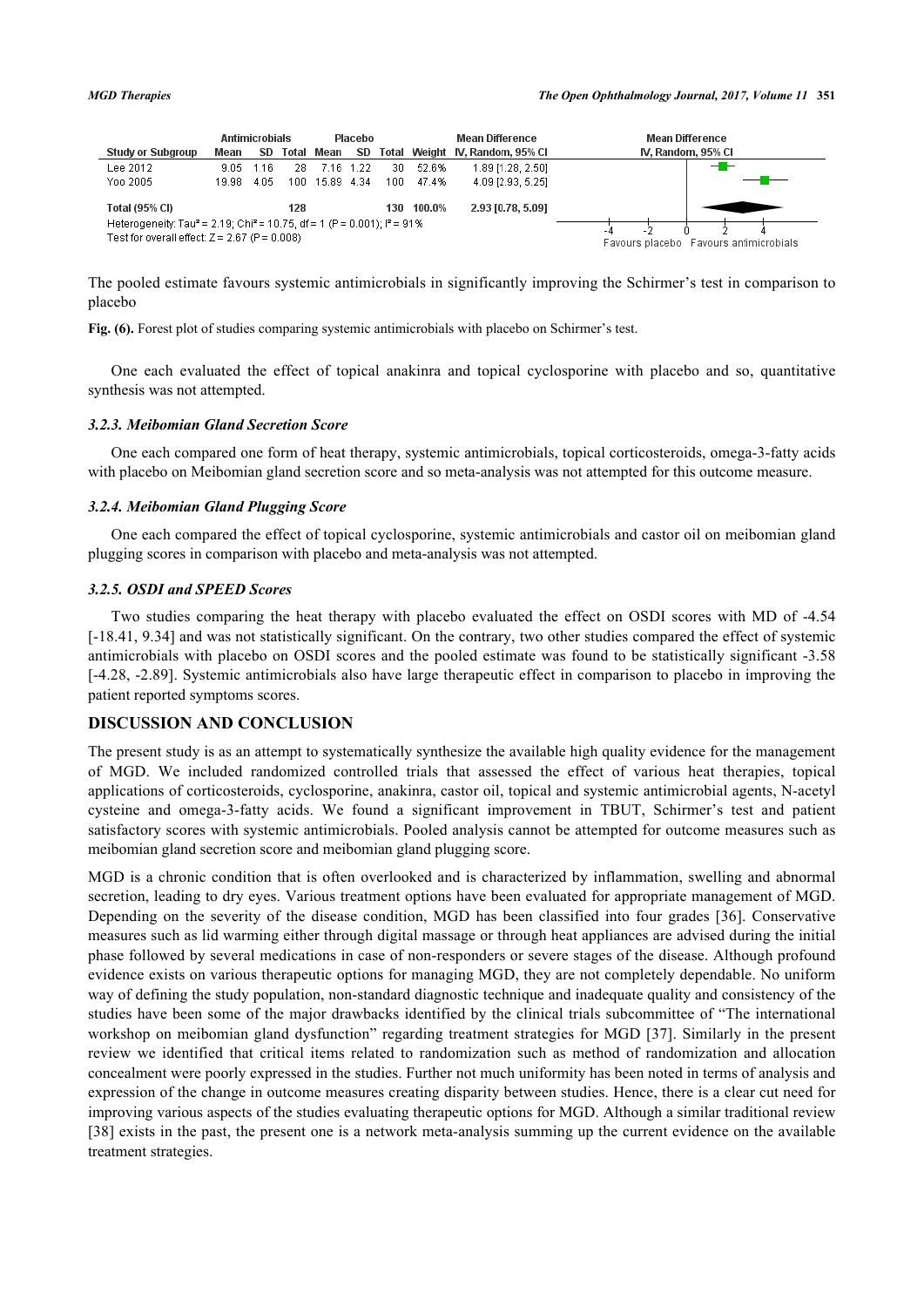| Study or Subgroup | Antimicrobials Mean | Antimicrobials SD | Antimicrobials Total | Placebo Mean | Placebo SD | Placebo Total | Weight | Mean Difference IV, Random, 95% CI |
|---|---|---|---|---|---|---|---|---|
| Lee 2012 | 9.05 | 1.16 | 28 | 7.16 | 1.22 | 30 | 52.6% | 1.89 [1.28, 2.50] |
| Yoo 2005 | 19.98 | 4.05 | 100 | 15.89 | 4.34 | 100 | 47.4% | 4.09 [2.93, 5.25] |
| Total (95% CI) | | | 128 | | | 130 | 100.0% | 2.93 [0.78, 5.09] |

Heterogeneity: $Tau^2 = 2.19$; $Chi^2 = 10.75$, $df = 1$ ($P = 0.001$); $I^2 = 91\%$

Test for overall effect: $Z = 2.67$ ($P = 0.008$)

Favours placebo | Favours antimicrobials

The pooled estimate favours systemic antimicrobials in significantly improving the Schirmer's test in comparison to placebo

**Fig. (6).** Forest plot of studies comparing systemic antimicrobials with placebo on Schirmer's test.

One each evaluated the effect of topical anakinra and topical cyclosporine with placebo and so, quantitative synthesis was not attempted.

### *3.2.3. Meibomian Gland Secretion Score*

One each compared one form of heat therapy, systemic antimicrobials, topical corticosteroids, omega-3-fatty acids with placebo on Meibomian gland secretion score and so meta-analysis was not attempted for this outcome measure.

### *3.2.4. Meibomian Gland Plugging Score*

One each compared the effect of topical cyclosporine, systemic antimicrobials and castor oil on meibomian gland plugging scores in comparison with placebo and meta-analysis was not attempted.

### *3.2.5. OSDI and SPEED Scores*

Two studies comparing the heat therapy with placebo evaluated the effect on OSDI scores with MD of -4.54 [-18.41, 9.34] and was not statistically significant. On the contrary, two other studies compared the effect of systemic antimicrobials with placebo on OSDI scores and the pooled estimate was found to be statistically significant -3.58 [-4.28, -2.89]. Systemic antimicrobials also have large therapeutic effect in comparison to placebo in improving the patient reported symptoms scores.

## DISCUSSION AND CONCLUSION

The present study is as an attempt to systematically synthesize the available high quality evidence for the management of MGD. We included randomized controlled trials that assessed the effect of various heat therapies, topical applications of corticosteroids, cyclosporine, anakinra, castor oil, topical and systemic antimicrobial agents, N-acetyl cysteine and omega-3-fatty acids. We found a significant improvement in TBUT, Schirmer's test and patient satisfactory scores with systemic antimicrobials. Pooled analysis cannot be attempted for outcome measures such as meibomian gland secretion score and meibomian gland plugging score.

MGD is a chronic condition that is often overlooked and is characterized by inflammation, swelling and abnormal secretion, leading to dry eyes. Various treatment options have been evaluated for appropriate management of MGD. Depending on the severity of the disease condition, MGD has been classified into four grades [36]. Conservative measures such as lid warming either through digital massage or through heat appliances are advised during the initial phase followed by several medications in case of non-responders or severe stages of the disease. Although profound evidence exists on various therapeutic options for managing MGD, they are not completely dependable. No uniform way of defining the study population, non-standard diagnostic technique and inadequate quality and consistency of the studies have been some of the major drawbacks identified by the clinical trials subcommittee of "The international workshop on meibomian gland dysfunction" regarding treatment strategies for MGD [37]. Similarly in the present review we identified that critical items related to randomization such as method of randomization and allocation concealment were poorly expressed in the studies. Further not much uniformity has been noted in terms of analysis and expression of the change in outcome measures creating disparity between studies. Hence, there is a clear cut need for improving various aspects of the studies evaluating therapeutic options for MGD. Although a similar traditional review [38] exists in the past, the present one is a network meta-analysis summing up the current evidence on the available treatment strategies.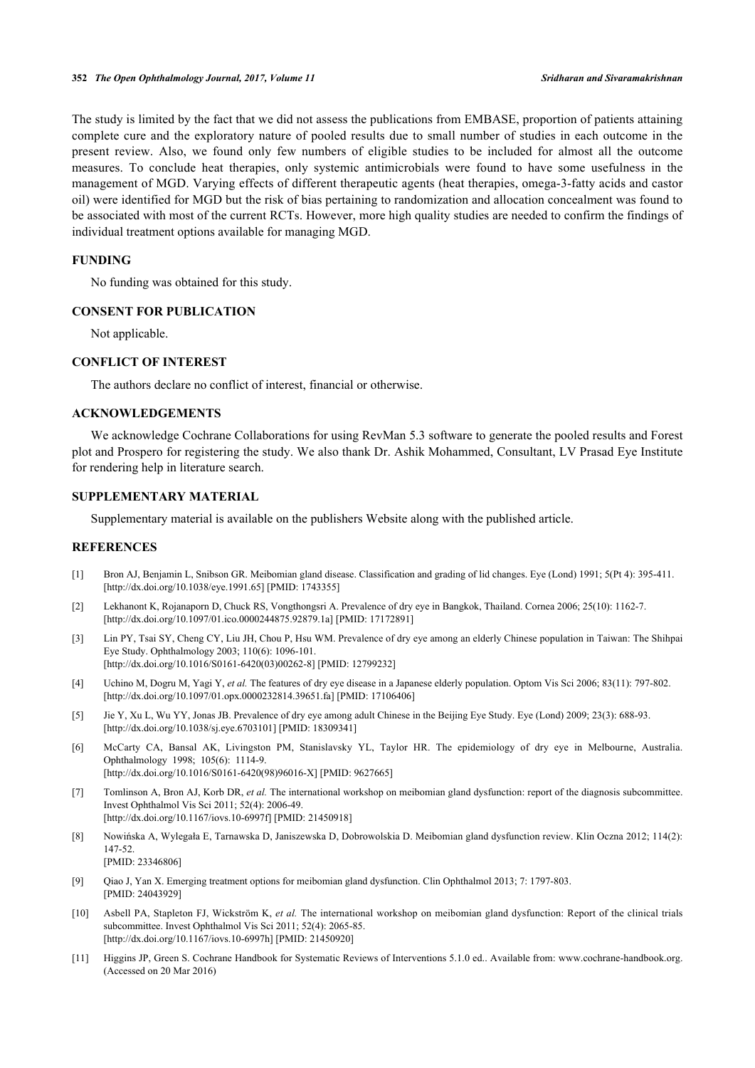The study is limited by the fact that we did not assess the publications from EMBASE, proportion of patients attaining complete cure and the exploratory nature of pooled results due to small number of studies in each outcome in the present review. Also, we found only few numbers of eligible studies to be included for almost all the outcome measures. To conclude heat therapies, only systemic antimicrobials were found to have some usefulness in the management of MGD. Varying effects of different therapeutic agents (heat therapies, omega-3-fatty acids and castor oil) were identified for MGD but the risk of bias pertaining to randomization and allocation concealment was found to be associated with most of the current RCTs. However, more high quality studies are needed to confirm the findings of individual treatment options available for managing MGD.

## FUNDING

No funding was obtained for this study.

## CONSENT FOR PUBLICATION

Not applicable.

## CONFLICT OF INTEREST

The authors declare no conflict of interest, financial or otherwise.

## ACKNOWLEDGEMENTS

We acknowledge Cochrane Collaborations for using RevMan 5.3 software to generate the pooled results and Forest plot and Prospero for registering the study. We also thank Dr. Ashik Mohammed, Consultant, LV Prasad Eye Institute for rendering help in literature search.

## SUPPLEMENTARY MATERIAL

Supplementary material is available on the publishers Website along with the published article.

## REFERENCES

[1] Bron AJ, Benjamin L, Snibson GR. Meibomian gland disease. Classification and grading of lid changes. Eye (Lond) 1991; 5(Pt 4): 395-411. [http://dx.doi.org/10.1038/eye.1991.65] [PMID: 1743355]

[2] Lekhanont K, Rojanaporn D, Chuck RS, Vongthongsri A. Prevalence of dry eye in Bangkok, Thailand. Cornea 2006; 25(10): 1162-7. [http://dx.doi.org/10.1097/01.ico.0000244875.92879.1a] [PMID: 17172891]

[3] Lin PY, Tsai SY, Cheng CY, Liu JH, Chou P, Hsu WM. Prevalence of dry eye among an elderly Chinese population in Taiwan: The Shihpai Eye Study. Ophthalmology 2003; 110(6): 1096-101. [http://dx.doi.org/10.1016/S0161-6420(03)00262-8] [PMID: 12799232]

[4] Uchino M, Dogru M, Yagi Y, *et al.* The features of dry eye disease in a Japanese elderly population. Optom Vis Sci 2006; 83(11): 797-802. [http://dx.doi.org/10.1097/01.opx.0000232814.39651.fa] [PMID: 17106406]

[5] Jie Y, Xu L, Wu YY, Jonas JB. Prevalence of dry eye among adult Chinese in the Beijing Eye Study. Eye (Lond) 2009; 23(3): 688-93. [http://dx.doi.org/10.1038/sj.eye.6703101] [PMID: 18309341]

[6] McCarty CA, Bansal AK, Livingston PM, Stanislavsky YL, Taylor HR. The epidemiology of dry eye in Melbourne, Australia. Ophthalmology 1998; 105(6): 1114-9. [http://dx.doi.org/10.1016/S0161-6420(98)96016-X] [PMID: 9627665]

[7] Tomlinson A, Bron AJ, Korb DR, *et al.* The international workshop on meibomian gland dysfunction: report of the diagnosis subcommittee. Invest Ophthalmol Vis Sci 2011; 52(4): 2006-49. [http://dx.doi.org/10.1167/iovs.10-6997f] [PMID: 21450918]

[8] Nowińska A, Wylegała E, Tarnawska D, Janiszewska D, Dobrowolskia D. Meibomian gland dysfunction review. Klin Oczna 2012; 114(2): 147-52. [PMID: 23346806]

[9] Qiao J, Yan X. Emerging treatment options for meibomian gland dysfunction. Clin Ophthalmol 2013; 7: 1797-803. [PMID: 24043929]

[10] Asbell PA, Stapleton FJ, Wickström K, *et al.* The international workshop on meibomian gland dysfunction: Report of the clinical trials subcommittee. Invest Ophthalmol Vis Sci 2011; 52(4): 2065-85. [http://dx.doi.org/10.1167/iovs.10-6997h] [PMID: 21450920]

[11] Higgins JP, Green S. Cochrane Handbook for Systematic Reviews of Interventions 5.1.0 ed.. Available from: www.cochrane-handbook.org. (Accessed on 20 Mar 2016)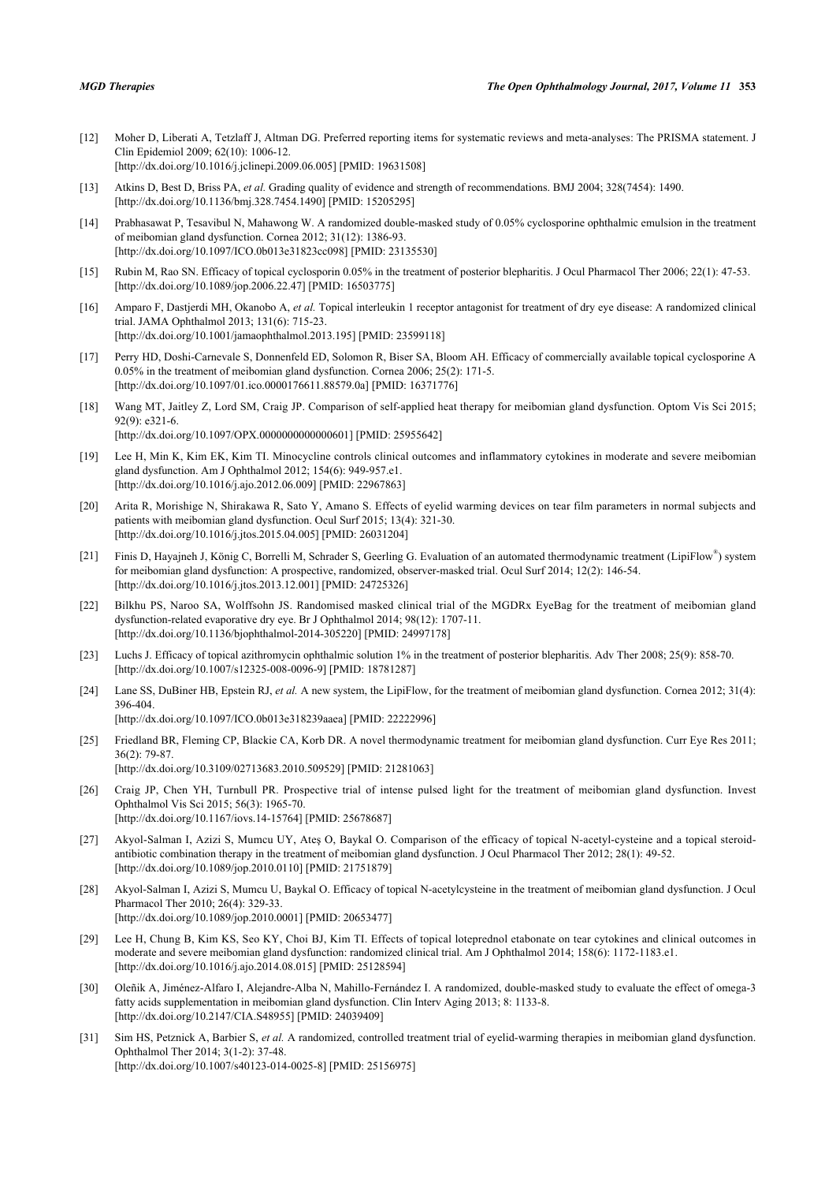[12] Moher D, Liberati A, Tetzlaff J, Altman DG. Preferred reporting items for systematic reviews and meta-analyses: The PRISMA statement. J Clin Epidemiol 2009; 62(10): 1006-12.
[http://dx.doi.org/10.1016/j.jclinepi.2009.06.005] [PMID: 19631508]

[13] Atkins D, Best D, Briss PA, *et al.* Grading quality of evidence and strength of recommendations. BMJ 2004; 328(7454): 1490.
[http://dx.doi.org/10.1136/bmj.328.7454.1490] [PMID: 15205295]

[14] Prabhasawat P, Tesavibul N, Mahawong W. A randomized double-masked study of 0.05% cyclosporine ophthalmic emulsion in the treatment of meibomian gland dysfunction. Cornea 2012; 31(12): 1386-93.
[http://dx.doi.org/10.1097/ICO.0b013e31823cc098] [PMID: 23135530]

[15] Rubin M, Rao SN. Efficacy of topical cyclosporin 0.05% in the treatment of posterior blepharitis. J Ocul Pharmacol Ther 2006; 22(1): 47-53.
[http://dx.doi.org/10.1089/jop.2006.22.47] [PMID: 16503775]

[16] Amparo F, Dastjerdi MH, Okanobo A, *et al.* Topical interleukin 1 receptor antagonist for treatment of dry eye disease: A randomized clinical trial. JAMA Ophthalmol 2013; 131(6): 715-23.
[http://dx.doi.org/10.1001/jamaophthalmol.2013.195] [PMID: 23599118]

[17] Perry HD, Doshi-Carnevale S, Donnenfeld ED, Solomon R, Biser SA, Bloom AH. Efficacy of commercially available topical cyclosporine A 0.05% in the treatment of meibomian gland dysfunction. Cornea 2006; 25(2): 171-5.
[http://dx.doi.org/10.1097/01.ico.0000176611.88579.0a] [PMID: 16371776]

[18] Wang MT, Jaitley Z, Lord SM, Craig JP. Comparison of self-applied heat therapy for meibomian gland dysfunction. Optom Vis Sci 2015; 92(9): e321-6.
[http://dx.doi.org/10.1097/OPX.0000000000000601] [PMID: 25955642]

[19] Lee H, Min K, Kim EK, Kim TI. Minocycline controls clinical outcomes and inflammatory cytokines in moderate and severe meibomian gland dysfunction. Am J Ophthalmol 2012; 154(6): 949-957.e1.
[http://dx.doi.org/10.1016/j.ajo.2012.06.009] [PMID: 22967863]

[20] Arita R, Morishige N, Shirakawa R, Sato Y, Amano S. Effects of eyelid warming devices on tear film parameters in normal subjects and patients with meibomian gland dysfunction. Ocul Surf 2015; 13(4): 321-30.
[http://dx.doi.org/10.1016/j.jtos.2015.04.005] [PMID: 26031204]

[21] Finis D, Hayajneh J, König C, Borrelli M, Schrader S, Geerling G. Evaluation of an automated thermodynamic treatment (LipiFlow®) system for meibomian gland dysfunction: A prospective, randomized, observer-masked trial. Ocul Surf 2014; 12(2): 146-54.
[http://dx.doi.org/10.1016/j.jtos.2013.12.001] [PMID: 24725326]

[22] Bilkhu PS, Naroo SA, Wolffsohn JS. Randomised masked clinical trial of the MGDRx EyeBag for the treatment of meibomian gland dysfunction-related evaporative dry eye. Br J Ophthalmol 2014; 98(12): 1707-11.
[http://dx.doi.org/10.1136/bjophthalmol-2014-305220] [PMID: 24997178]

[23] Luchs J. Efficacy of topical azithromycin ophthalmic solution 1% in the treatment of posterior blepharitis. Adv Ther 2008; 25(9): 858-70.
[http://dx.doi.org/10.1007/s12325-008-0096-9] [PMID: 18781287]

[24] Lane SS, DuBiner HB, Epstein RJ, *et al.* A new system, the LipiFlow, for the treatment of meibomian gland dysfunction. Cornea 2012; 31(4): 396-404.
[http://dx.doi.org/10.1097/ICO.0b013e318239aaea] [PMID: 22222996]

[25] Friedland BR, Fleming CP, Blackie CA, Korb DR. A novel thermodynamic treatment for meibomian gland dysfunction. Curr Eye Res 2011; 36(2): 79-87.
[http://dx.doi.org/10.3109/02713683.2010.509529] [PMID: 21281063]

[26] Craig JP, Chen YH, Turnbull PR. Prospective trial of intense pulsed light for the treatment of meibomian gland dysfunction. Invest Ophthalmol Vis Sci 2015; 56(3): 1965-70.
[http://dx.doi.org/10.1167/iovs.14-15764] [PMID: 25678687]

[27] Akyol-Salman I, Azizi S, Mumcu UY, Ateş O, Baykal O. Comparison of the efficacy of topical N-acetyl-cysteine and a topical steroid-antibiotic combination therapy in the treatment of meibomian gland dysfunction. J Ocul Pharmacol Ther 2012; 28(1): 49-52.
[http://dx.doi.org/10.1089/jop.2010.0110] [PMID: 21751879]

[28] Akyol-Salman I, Azizi S, Mumcu U, Baykal O. Efficacy of topical N-acetylcysteine in the treatment of meibomian gland dysfunction. J Ocul Pharmacol Ther 2010; 26(4): 329-33.
[http://dx.doi.org/10.1089/jop.2010.0001] [PMID: 20653477]

[29] Lee H, Chung B, Kim KS, Seo KY, Choi BJ, Kim TI. Effects of topical loteprednol etabonate on tear cytokines and clinical outcomes in moderate and severe meibomian gland dysfunction: randomized clinical trial. Am J Ophthalmol 2014; 158(6): 1172-1183.e1.
[http://dx.doi.org/10.1016/j.ajo.2014.08.015] [PMID: 25128594]

[30] Oleñik A, Jiménez-Alfaro I, Alejandre-Alba N, Mahillo-Fernández I. A randomized, double-masked study to evaluate the effect of omega-3 fatty acids supplementation in meibomian gland dysfunction. Clin Interv Aging 2013; 8: 1133-8.
[http://dx.doi.org/10.2147/CIA.S48955] [PMID: 24039409]

[31] Sim HS, Petznick A, Barbier S, *et al.* A randomized, controlled treatment trial of eyelid-warming therapies in meibomian gland dysfunction. Ophthalmol Ther 2014; 3(1-2): 37-48.
[http://dx.doi.org/10.1007/s40123-014-0025-8] [PMID: 25156975]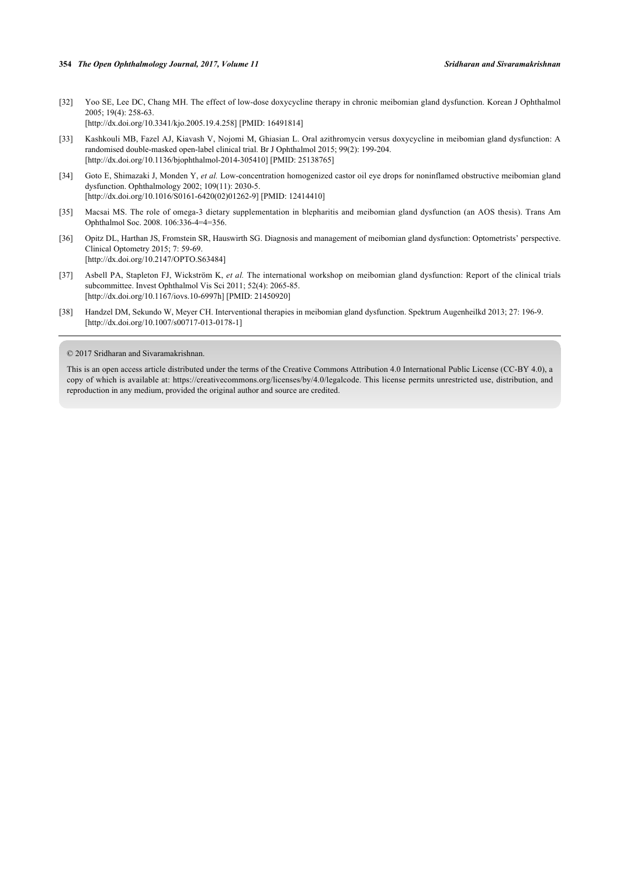[32] Yoo SE, Lee DC, Chang MH. The effect of low-dose doxycycline therapy in chronic meibomian gland dysfunction. Korean J Ophthalmol 2005; 19(4): 258-63.
[http://dx.doi.org/10.3341/kjo.2005.19.4.258] [PMID: 16491814]

[33] Kashkouli MB, Fazel AJ, Kiavash V, Nojomi M, Ghiasian L. Oral azithromycin versus doxycycline in meibomian gland dysfunction: A randomised double-masked open-label clinical trial. Br J Ophthalmol 2015; 99(2): 199-204.
[http://dx.doi.org/10.1136/bjophthalmol-2014-305410] [PMID: 25138765]

[34] Goto E, Shimazaki J, Monden Y, *et al.* Low-concentration homogenized castor oil eye drops for noninflamed obstructive meibomian gland dysfunction. Ophthalmology 2002; 109(11): 2030-5.
[http://dx.doi.org/10.1016/S0161-6420(02)01262-9] [PMID: 12414410]

[35] Macsai MS. The role of omega-3 dietary supplementation in blepharitis and meibomian gland dysfunction (an AOS thesis). Trans Am Ophthalmol Soc. 2008. 106:336-4=4=356.

[36] Opitz DL, Harthan JS, Fromstein SR, Hauswirth SG. Diagnosis and management of meibomian gland dysfunction: Optometrists' perspective. Clinical Optometry 2015; 7: 59-69.
[http://dx.doi.org/10.2147/OPTO.S63484]

[37] Asbell PA, Stapleton FJ, Wickström K, *et al.* The international workshop on meibomian gland dysfunction: Report of the clinical trials subcommittee. Invest Ophthalmol Vis Sci 2011; 52(4): 2065-85.
[http://dx.doi.org/10.1167/iovs.10-6997h] [PMID: 21450920]

[38] Handzel DM, Sekundo W, Meyer CH. Interventional therapies in meibomian gland dysfunction. Spektrum Augenheilkd 2013; 27: 196-9.
[http://dx.doi.org/10.1007/s00717-013-0178-1]

---

© 2017 Sridharan and Sivaramakrishnan.

This is an open access article distributed under the terms of the Creative Commons Attribution 4.0 International Public License (CC-BY 4.0), a copy of which is available at: https://creativecommons.org/licenses/by/4.0/legalcode. This license permits unrestricted use, distribution, and reproduction in any medium, provided the original author and source are credited.